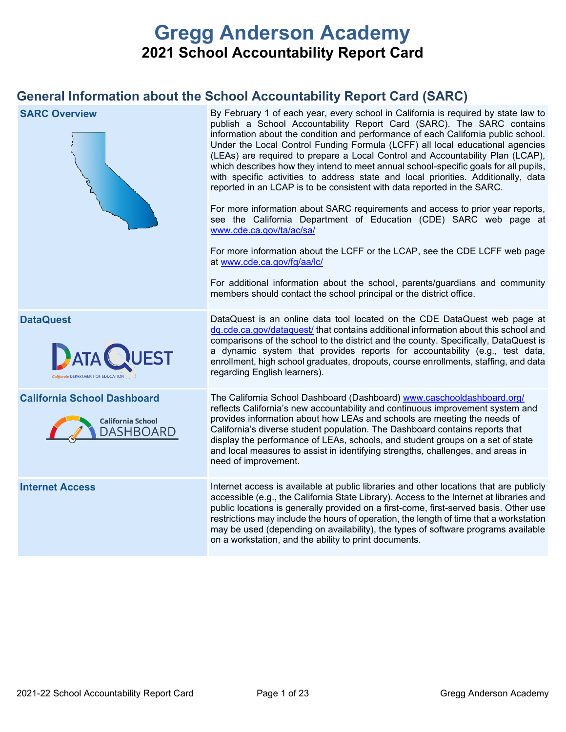# Gregg Anderson Academy

## 2021 School Accountability Report Card

## General Information about the School Accountability Report Card (SARC)

| | |
|---|---|
| **SARC Overview** | By February 1 of each year, every school in California is required by state law to publish a School Accountability Report Card (SARC). The SARC contains information about the condition and performance of each California public school. Under the Local Control Funding Formula (LCFF) all local educational agencies (LEAs) are required to prepare a Local Control and Accountability Plan (LCAP), which describes how they intend to meet annual school-specific goals for all pupils, with specific activities to address state and local priorities. Additionally, data reported in an LCAP is to be consistent with data reported in the SARC.<br><br>For more information about SARC requirements and access to prior year reports, see the California Department of Education (CDE) SARC web page at www.cde.ca.gov/ta/ac/sa/<br><br>For more information about the LCFF or the LCAP, see the CDE LCFF web page at www.cde.ca.gov/fg/aa/lc/<br><br>For additional information about the school, parents/guardians and community members should contact the school principal or the district office. |
| **DataQuest** | DataQuest is an online data tool located on the CDE DataQuest web page at dq.cde.ca.gov/dataquest/ that contains additional information about this school and comparisons of the school to the district and the county. Specifically, DataQuest is a dynamic system that provides reports for accountability (e.g., test data, enrollment, high school graduates, dropouts, course enrollments, staffing, and data regarding English learners). |
| **California School Dashboard** | The California School Dashboard (Dashboard) www.caschooldashboard.org/ reflects California's new accountability and continuous improvement system and provides information about how LEAs and schools are meeting the needs of California's diverse student population. The Dashboard contains reports that display the performance of LEAs, schools, and student groups on a set of state and local measures to assist in identifying strengths, challenges, and areas in need of improvement. |
| **Internet Access** | Internet access is available at public libraries and other locations that are publicly accessible (e.g., the California State Library). Access to the Internet at libraries and public locations is generally provided on a first-come, first-served basis. Other use restrictions may include the hours of operation, the length of time that a workstation may be used (depending on availability), the types of software programs available on a workstation, and the ability to print documents. |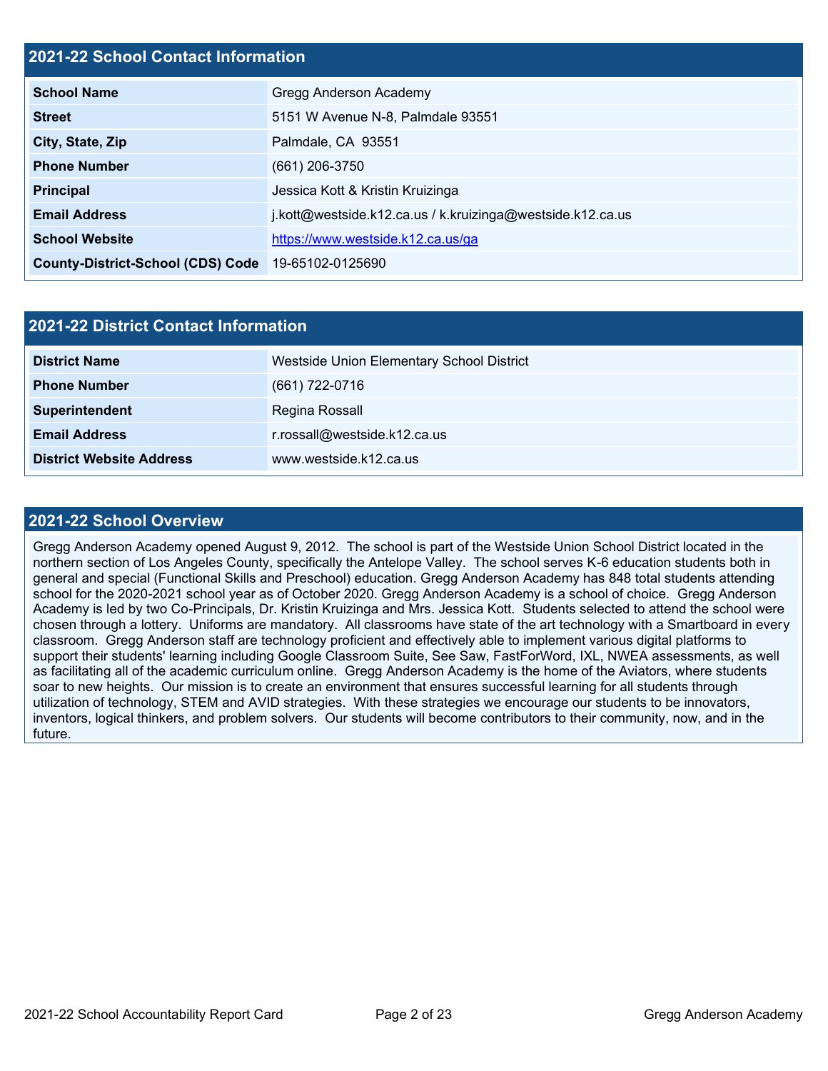## 2021-22 School Contact Information

| | |
|---|---|
| **School Name** | Gregg Anderson Academy |
| **Street** | 5151 W Avenue N-8, Palmdale 93551 |
| **City, State, Zip** | Palmdale, CA 93551 |
| **Phone Number** | (661) 206-3750 |
| **Principal** | Jessica Kott & Kristin Kruizinga |
| **Email Address** | j.kott@westside.k12.ca.us / k.kruizinga@westside.k12.ca.us |
| **School Website** | https://www.westside.k12.ca.us/ga |
| **County-District-School (CDS) Code** | 19-65102-0125690 |

## 2021-22 District Contact Information

| | |
|---|---|
| **District Name** | Westside Union Elementary School District |
| **Phone Number** | (661) 722-0716 |
| **Superintendent** | Regina Rossall |
| **Email Address** | r.rossall@westside.k12.ca.us |
| **District Website Address** | www.westside.k12.ca.us |

## 2021-22 School Overview

Gregg Anderson Academy opened August 9, 2012. The school is part of the Westside Union School District located in the northern section of Los Angeles County, specifically the Antelope Valley. The school serves K-6 education students both in general and special (Functional Skills and Preschool) education. Gregg Anderson Academy has 848 total students attending school for the 2020-2021 school year as of October 2020. Gregg Anderson Academy is a school of choice. Gregg Anderson Academy is led by two Co-Principals, Dr. Kristin Kruizinga and Mrs. Jessica Kott. Students selected to attend the school were chosen through a lottery. Uniforms are mandatory. All classrooms have state of the art technology with a Smartboard in every classroom. Gregg Anderson staff are technology proficient and effectively able to implement various digital platforms to support their students' learning including Google Classroom Suite, See Saw, FastForWord, IXL, NWEA assessments, as well as facilitating all of the academic curriculum online. Gregg Anderson Academy is the home of the Aviators, where students soar to new heights. Our mission is to create an environment that ensures successful learning for all students through utilization of technology, STEM and AVID strategies. With these strategies we encourage our students to be innovators, inventors, logical thinkers, and problem solvers. Our students will become contributors to their community, now, and in the future.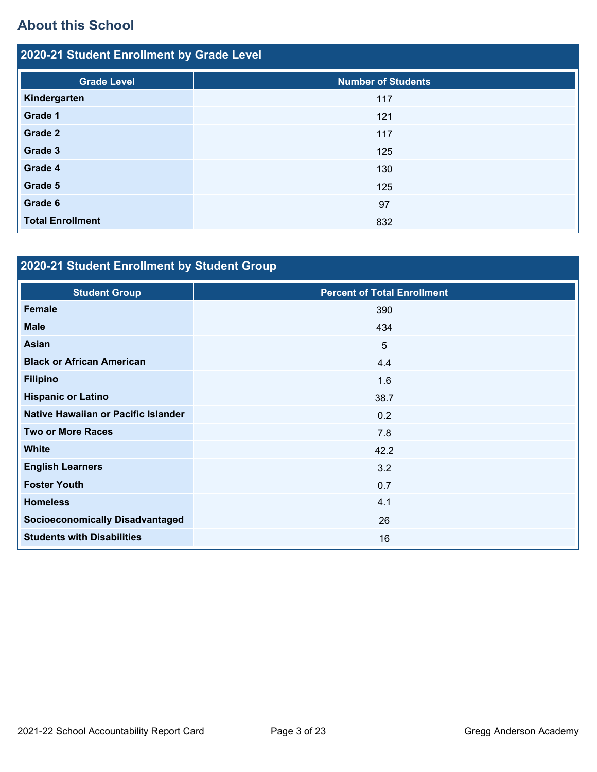## About this School

### 2020-21 Student Enrollment by Grade Level

| Grade Level | Number of Students |
|---|---|
| **Kindergarten** | 117 |
| **Grade 1** | 121 |
| **Grade 2** | 117 |
| **Grade 3** | 125 |
| **Grade 4** | 130 |
| **Grade 5** | 125 |
| **Grade 6** | 97 |
| **Total Enrollment** | 832 |

### 2020-21 Student Enrollment by Student Group

| Student Group | Percent of Total Enrollment |
|---|---|
| **Female** | 390 |
| **Male** | 434 |
| **Asian** | 5 |
| **Black or African American** | 4.4 |
| **Filipino** | 1.6 |
| **Hispanic or Latino** | 38.7 |
| **Native Hawaiian or Pacific Islander** | 0.2 |
| **Two or More Races** | 7.8 |
| **White** | 42.2 |
| **English Learners** | 3.2 |
| **Foster Youth** | 0.7 |
| **Homeless** | 4.1 |
| **Socioeconomically Disadvantaged** | 26 |
| **Students with Disabilities** | 16 |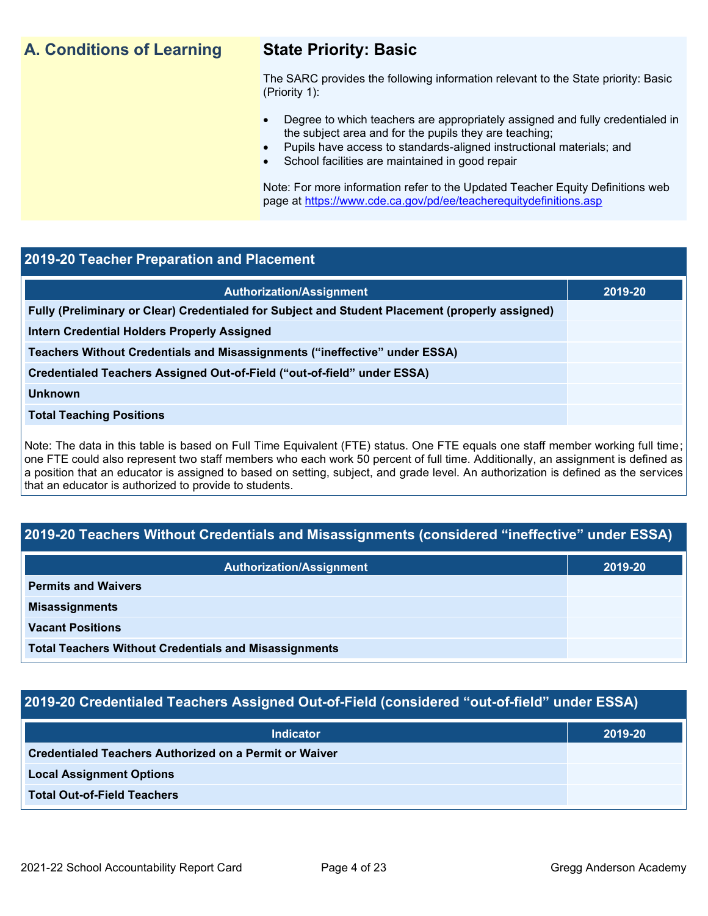## A. Conditions of Learning

### State Priority: Basic

The SARC provides the following information relevant to the State priority: Basic (Priority 1):

- Degree to which teachers are appropriately assigned and fully credentialed in the subject area and for the pupils they are teaching;
- Pupils have access to standards-aligned instructional materials; and
- School facilities are maintained in good repair

Note: For more information refer to the Updated Teacher Equity Definitions web page at https://www.cde.ca.gov/pd/ee/teacherequitydefinitions.asp

### 2019-20 Teacher Preparation and Placement

| Authorization/Assignment | 2019-20 |
|---|---|
| Fully (Preliminary or Clear) Credentialed for Subject and Student Placement (properly assigned) | |
| Intern Credential Holders Properly Assigned | |
| Teachers Without Credentials and Misassignments (“ineffective” under ESSA) | |
| Credentialed Teachers Assigned Out-of-Field (“out-of-field” under ESSA) | |
| Unknown | |
| Total Teaching Positions | |

Note: The data in this table is based on Full Time Equivalent (FTE) status. One FTE equals one staff member working full time; one FTE could also represent two staff members who each work 50 percent of full time. Additionally, an assignment is defined as a position that an educator is assigned to based on setting, subject, and grade level. An authorization is defined as the services that an educator is authorized to provide to students.

### 2019-20 Teachers Without Credentials and Misassignments (considered “ineffective” under ESSA)

| Authorization/Assignment | 2019-20 |
|---|---|
| Permits and Waivers | |
| Misassignments | |
| Vacant Positions | |
| Total Teachers Without Credentials and Misassignments | |

### 2019-20 Credentialed Teachers Assigned Out-of-Field (considered “out-of-field” under ESSA)

| Indicator | 2019-20 |
|---|---|
| Credentialed Teachers Authorized on a Permit or Waiver | |
| Local Assignment Options | |
| Total Out-of-Field Teachers | |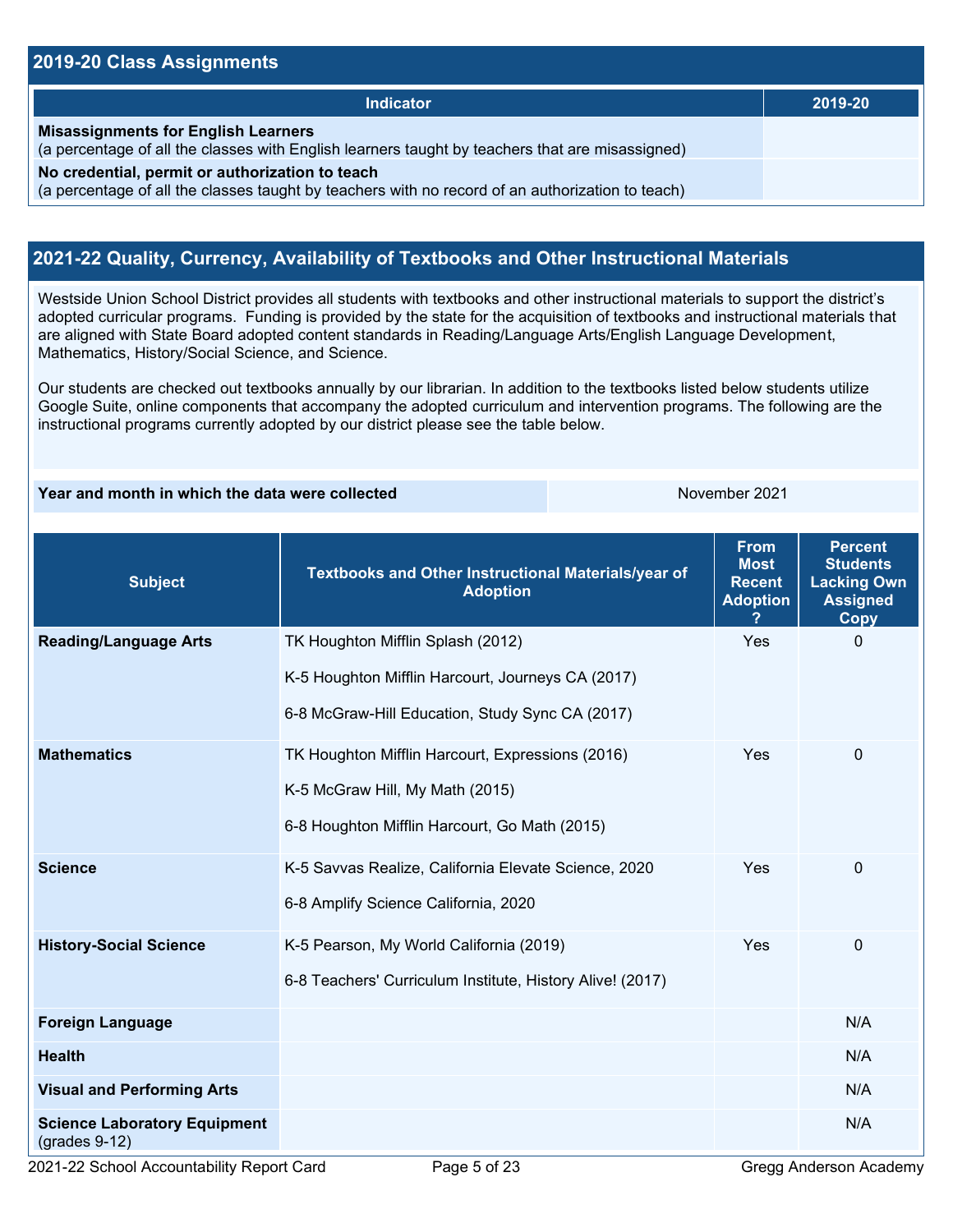## 2019-20 Class Assignments

| Indicator | 2019-20 |
|---|---|
| **Misassignments for English Learners**<br>(a percentage of all the classes with English learners taught by teachers that are misassigned) | |
| **No credential, permit or authorization to teach**<br>(a percentage of all the classes taught by teachers with no record of an authorization to teach) | |

## 2021-22 Quality, Currency, Availability of Textbooks and Other Instructional Materials

Westside Union School District provides all students with textbooks and other instructional materials to support the district's adopted curricular programs. Funding is provided by the state for the acquisition of textbooks and instructional materials that are aligned with State Board adopted content standards in Reading/Language Arts/English Language Development, Mathematics, History/Social Science, and Science.

Our students are checked out textbooks annually by our librarian. In addition to the textbooks listed below students utilize Google Suite, online components that accompany the adopted curriculum and intervention programs. The following are the instructional programs currently adopted by our district please see the table below.

| Year and month in which the data were collected | November 2021 |
|---|---|

| Subject | Textbooks and Other Instructional Materials/year of Adoption | From Most Recent Adoption ? | Percent Students Lacking Own Assigned Copy |
|---|---|---|---|
| **Reading/Language Arts** | TK Houghton Mifflin Splash (2012)<br><br>K-5 Houghton Mifflin Harcourt, Journeys CA (2017)<br><br>6-8 McGraw-Hill Education, Study Sync CA (2017) | Yes | 0 |
| **Mathematics** | TK Houghton Mifflin Harcourt, Expressions (2016)<br><br>K-5 McGraw Hill, My Math (2015)<br><br>6-8 Houghton Mifflin Harcourt, Go Math (2015) | Yes | 0 |
| **Science** | K-5 Savvas Realize, California Elevate Science, 2020<br><br>6-8 Amplify Science California, 2020 | Yes | 0 |
| **History-Social Science** | K-5 Pearson, My World California (2019)<br><br>6-8 Teachers' Curriculum Institute, History Alive! (2017) | Yes | 0 |
| **Foreign Language** | | | N/A |
| **Health** | | | N/A |
| **Visual and Performing Arts** | | | N/A |
| **Science Laboratory Equipment** (grades 9-12) | | | N/A |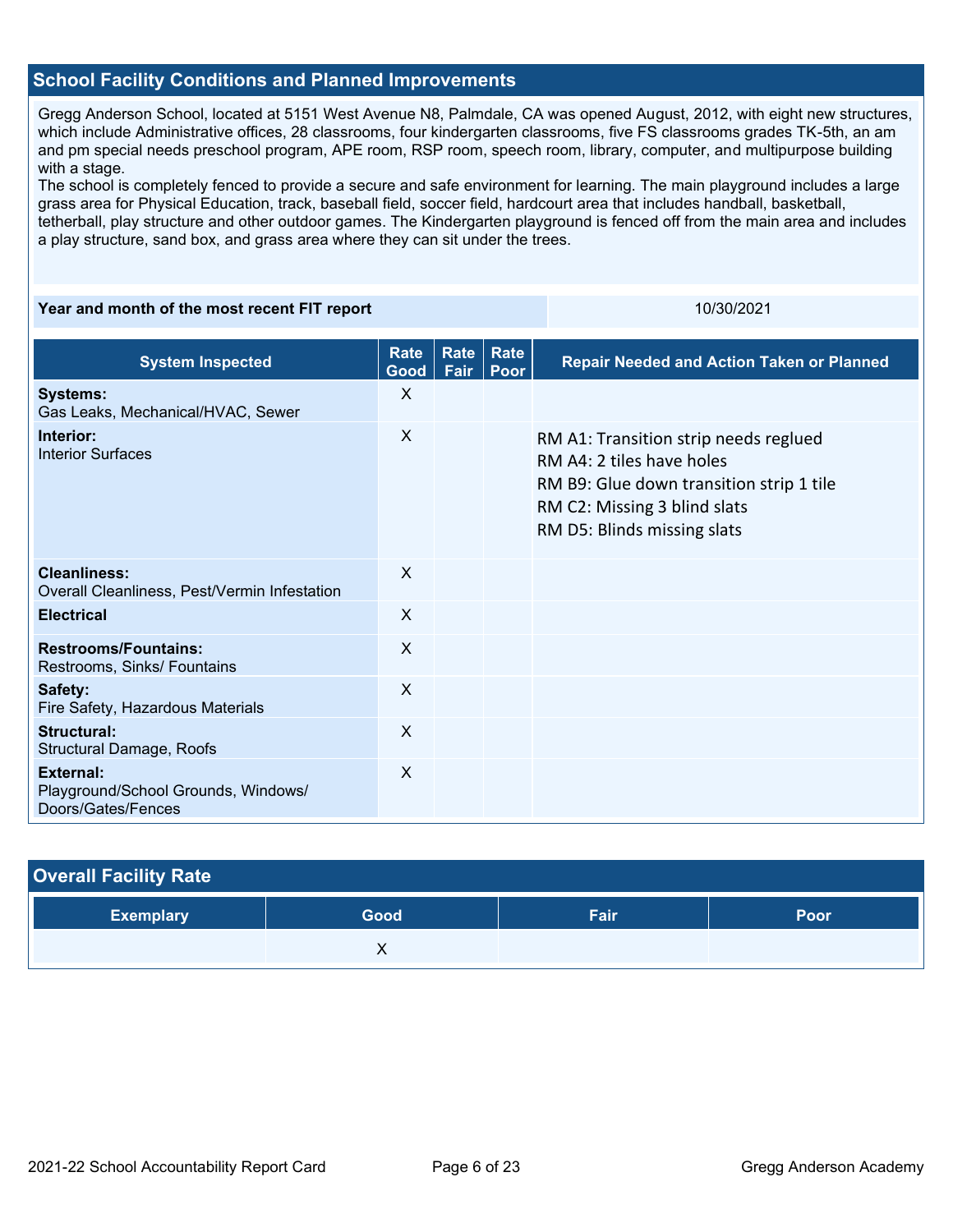## School Facility Conditions and Planned Improvements

Gregg Anderson School, located at 5151 West Avenue N8, Palmdale, CA was opened August, 2012, with eight new structures, which include Administrative offices, 28 classrooms, four kindergarten classrooms, five FS classrooms grades TK-5th, an am and pm special needs preschool program, APE room, RSP room, speech room, library, computer, and multipurpose building with a stage.

The school is completely fenced to provide a secure and safe environment for learning. The main playground includes a large grass area for Physical Education, track, baseball field, soccer field, hardcourt area that includes handball, basketball, tetherball, play structure and other outdoor games. The Kindergarten playground is fenced off from the main area and includes a play structure, sand box, and grass area where they can sit under the trees.

| Year and month of the most recent FIT report | 10/30/2021 |
|---|---|

| System Inspected | Rate Good | Rate Fair | Rate Poor | Repair Needed and Action Taken or Planned |
|---|---|---|---|---|
| **Systems:** Gas Leaks, Mechanical/HVAC, Sewer | X | | | |
| **Interior:** Interior Surfaces | X | | | RM A1: Transition strip needs reglued<br>RM A4: 2 tiles have holes<br>RM B9: Glue down transition strip 1 tile<br>RM C2: Missing 3 blind slats<br>RM D5: Blinds missing slats |
| **Cleanliness:** Overall Cleanliness, Pest/Vermin Infestation | X | | | |
| **Electrical** | X | | | |
| **Restrooms/Fountains:** Restrooms, Sinks/ Fountains | X | | | |
| **Safety:** Fire Safety, Hazardous Materials | X | | | |
| **Structural:** Structural Damage, Roofs | X | | | |
| **External:** Playground/School Grounds, Windows/ Doors/Gates/Fences | X | | | |

## Overall Facility Rate

| Exemplary | Good | Fair | Poor |
|---|---|---|---|
| | X | | |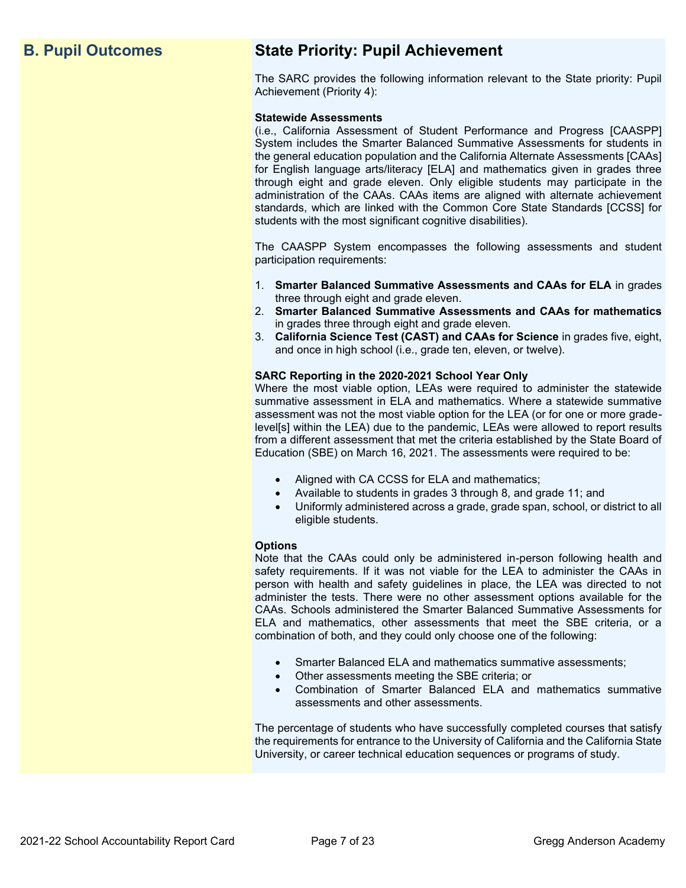## B. Pupil Outcomes

## State Priority: Pupil Achievement

The SARC provides the following information relevant to the State priority: Pupil Achievement (Priority 4):

**Statewide Assessments**
(i.e., California Assessment of Student Performance and Progress [CAASPP] System includes the Smarter Balanced Summative Assessments for students in the general education population and the California Alternate Assessments [CAAs] for English language arts/literacy [ELA] and mathematics given in grades three through eight and grade eleven. Only eligible students may participate in the administration of the CAAs. CAAs items are aligned with alternate achievement standards, which are linked with the Common Core State Standards [CCSS] for students with the most significant cognitive disabilities).

The CAASPP System encompasses the following assessments and student participation requirements:

1. **Smarter Balanced Summative Assessments and CAAs for ELA** in grades three through eight and grade eleven.
2. **Smarter Balanced Summative Assessments and CAAs for mathematics** in grades three through eight and grade eleven.
3. **California Science Test (CAST) and CAAs for Science** in grades five, eight, and once in high school (i.e., grade ten, eleven, or twelve).

**SARC Reporting in the 2020-2021 School Year Only**
Where the most viable option, LEAs were required to administer the statewide summative assessment in ELA and mathematics. Where a statewide summative assessment was not the most viable option for the LEA (or for one or more grade-level[s] within the LEA) due to the pandemic, LEAs were allowed to report results from a different assessment that met the criteria established by the State Board of Education (SBE) on March 16, 2021. The assessments were required to be:

- Aligned with CA CCSS for ELA and mathematics;
- Available to students in grades 3 through 8, and grade 11; and
- Uniformly administered across a grade, grade span, school, or district to all eligible students.

**Options**
Note that the CAAs could only be administered in-person following health and safety requirements. If it was not viable for the LEA to administer the CAAs in person with health and safety guidelines in place, the LEA was directed to not administer the tests. There were no other assessment options available for the CAAs. Schools administered the Smarter Balanced Summative Assessments for ELA and mathematics, other assessments that meet the SBE criteria, or a combination of both, and they could only choose one of the following:

- Smarter Balanced ELA and mathematics summative assessments;
- Other assessments meeting the SBE criteria; or
- Combination of Smarter Balanced ELA and mathematics summative assessments and other assessments.

The percentage of students who have successfully completed courses that satisfy the requirements for entrance to the University of California and the California State University, or career technical education sequences or programs of study.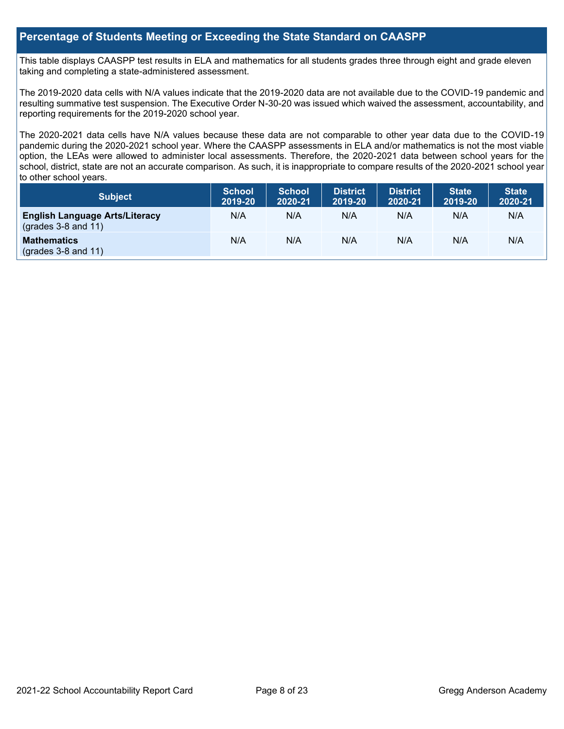## Percentage of Students Meeting or Exceeding the State Standard on CAASPP

This table displays CAASPP test results in ELA and mathematics for all students grades three through eight and grade eleven taking and completing a state-administered assessment.

The 2019-2020 data cells with N/A values indicate that the 2019-2020 data are not available due to the COVID-19 pandemic and resulting summative test suspension. The Executive Order N-30-20 was issued which waived the assessment, accountability, and reporting requirements for the 2019-2020 school year.

The 2020-2021 data cells have N/A values because these data are not comparable to other year data due to the COVID-19 pandemic during the 2020-2021 school year. Where the CAASPP assessments in ELA and/or mathematics is not the most viable option, the LEAs were allowed to administer local assessments. Therefore, the 2020-2021 data between school years for the school, district, state are not an accurate comparison. As such, it is inappropriate to compare results of the 2020-2021 school year to other school years.

| Subject | School 2019-20 | School 2020-21 | District 2019-20 | District 2020-21 | State 2019-20 | State 2020-21 |
|---|---|---|---|---|---|---|
| **English Language Arts/Literacy** (grades 3-8 and 11) | N/A | N/A | N/A | N/A | N/A | N/A |
| **Mathematics** (grades 3-8 and 11) | N/A | N/A | N/A | N/A | N/A | N/A |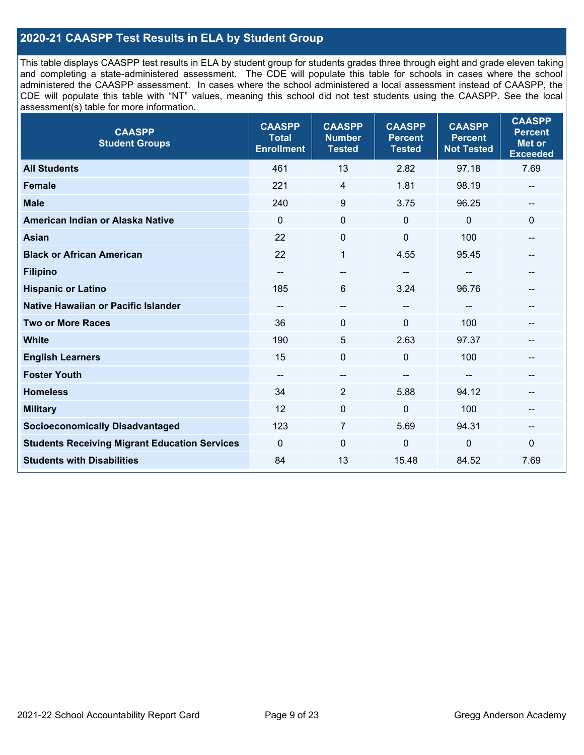## 2020-21 CAASPP Test Results in ELA by Student Group

This table displays CAASPP test results in ELA by student group for students grades three through eight and grade eleven taking and completing a state-administered assessment. The CDE will populate this table for schools in cases where the school administered the CAASPP assessment. In cases where the school administered a local assessment instead of CAASPP, the CDE will populate this table with "NT" values, meaning this school did not test students using the CAASPP. See the local assessment(s) table for more information.

| CAASPP Student Groups | CAASPP Total Enrollment | CAASPP Number Tested | CAASPP Percent Tested | CAASPP Percent Not Tested | CAASPP Percent Met or Exceeded |
|---|---|---|---|---|---|
| **All Students** | 461 | 13 | 2.82 | 97.18 | 7.69 |
| **Female** | 221 | 4 | 1.81 | 98.19 | -- |
| **Male** | 240 | 9 | 3.75 | 96.25 | -- |
| **American Indian or Alaska Native** | 0 | 0 | 0 | 0 | 0 |
| **Asian** | 22 | 0 | 0 | 100 | -- |
| **Black or African American** | 22 | 1 | 4.55 | 95.45 | -- |
| **Filipino** | -- | -- | -- | -- | -- |
| **Hispanic or Latino** | 185 | 6 | 3.24 | 96.76 | -- |
| **Native Hawaiian or Pacific Islander** | -- | -- | -- | -- | -- |
| **Two or More Races** | 36 | 0 | 0 | 100 | -- |
| **White** | 190 | 5 | 2.63 | 97.37 | -- |
| **English Learners** | 15 | 0 | 0 | 100 | -- |
| **Foster Youth** | -- | -- | -- | -- | -- |
| **Homeless** | 34 | 2 | 5.88 | 94.12 | -- |
| **Military** | 12 | 0 | 0 | 100 | -- |
| **Socioeconomically Disadvantaged** | 123 | 7 | 5.69 | 94.31 | -- |
| **Students Receiving Migrant Education Services** | 0 | 0 | 0 | 0 | 0 |
| **Students with Disabilities** | 84 | 13 | 15.48 | 84.52 | 7.69 |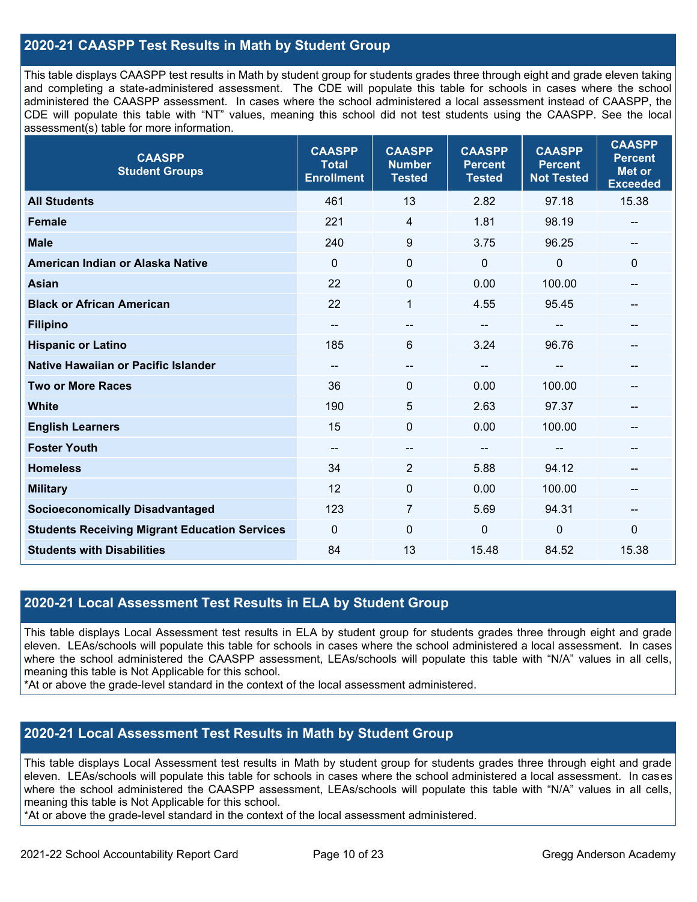## 2020-21 CAASPP Test Results in Math by Student Group

This table displays CAASPP test results in Math by student group for students grades three through eight and grade eleven taking and completing a state-administered assessment. The CDE will populate this table for schools in cases where the school administered the CAASPP assessment. In cases where the school administered a local assessment instead of CAASPP, the CDE will populate this table with "NT" values, meaning this school did not test students using the CAASPP. See the local assessment(s) table for more information.

| CAASPP Student Groups | CAASPP Total Enrollment | CAASPP Number Tested | CAASPP Percent Tested | CAASPP Percent Not Tested | CAASPP Percent Met or Exceeded |
|---|---|---|---|---|---|
| **All Students** | 461 | 13 | 2.82 | 97.18 | 15.38 |
| **Female** | 221 | 4 | 1.81 | 98.19 | -- |
| **Male** | 240 | 9 | 3.75 | 96.25 | -- |
| **American Indian or Alaska Native** | 0 | 0 | 0 | 0 | 0 |
| **Asian** | 22 | 0 | 0.00 | 100.00 | -- |
| **Black or African American** | 22 | 1 | 4.55 | 95.45 | -- |
| **Filipino** | -- | -- | -- | -- | -- |
| **Hispanic or Latino** | 185 | 6 | 3.24 | 96.76 | -- |
| **Native Hawaiian or Pacific Islander** | -- | -- | -- | -- | -- |
| **Two or More Races** | 36 | 0 | 0.00 | 100.00 | -- |
| **White** | 190 | 5 | 2.63 | 97.37 | -- |
| **English Learners** | 15 | 0 | 0.00 | 100.00 | -- |
| **Foster Youth** | -- | -- | -- | -- | -- |
| **Homeless** | 34 | 2 | 5.88 | 94.12 | -- |
| **Military** | 12 | 0 | 0.00 | 100.00 | -- |
| **Socioeconomically Disadvantaged** | 123 | 7 | 5.69 | 94.31 | -- |
| **Students Receiving Migrant Education Services** | 0 | 0 | 0 | 0 | 0 |
| **Students with Disabilities** | 84 | 13 | 15.48 | 84.52 | 15.38 |

## 2020-21 Local Assessment Test Results in ELA by Student Group

This table displays Local Assessment test results in ELA by student group for students grades three through eight and grade eleven. LEAs/schools will populate this table for schools in cases where the school administered a local assessment. In cases where the school administered the CAASPP assessment, LEAs/schools will populate this table with "N/A" values in all cells, meaning this table is Not Applicable for this school.
*At or above the grade-level standard in the context of the local assessment administered.

## 2020-21 Local Assessment Test Results in Math by Student Group

This table displays Local Assessment test results in Math by student group for students grades three through eight and grade eleven. LEAs/schools will populate this table for schools in cases where the school administered a local assessment. In cases where the school administered the CAASPP assessment, LEAs/schools will populate this table with "N/A" values in all cells, meaning this table is Not Applicable for this school.
*At or above the grade-level standard in the context of the local assessment administered.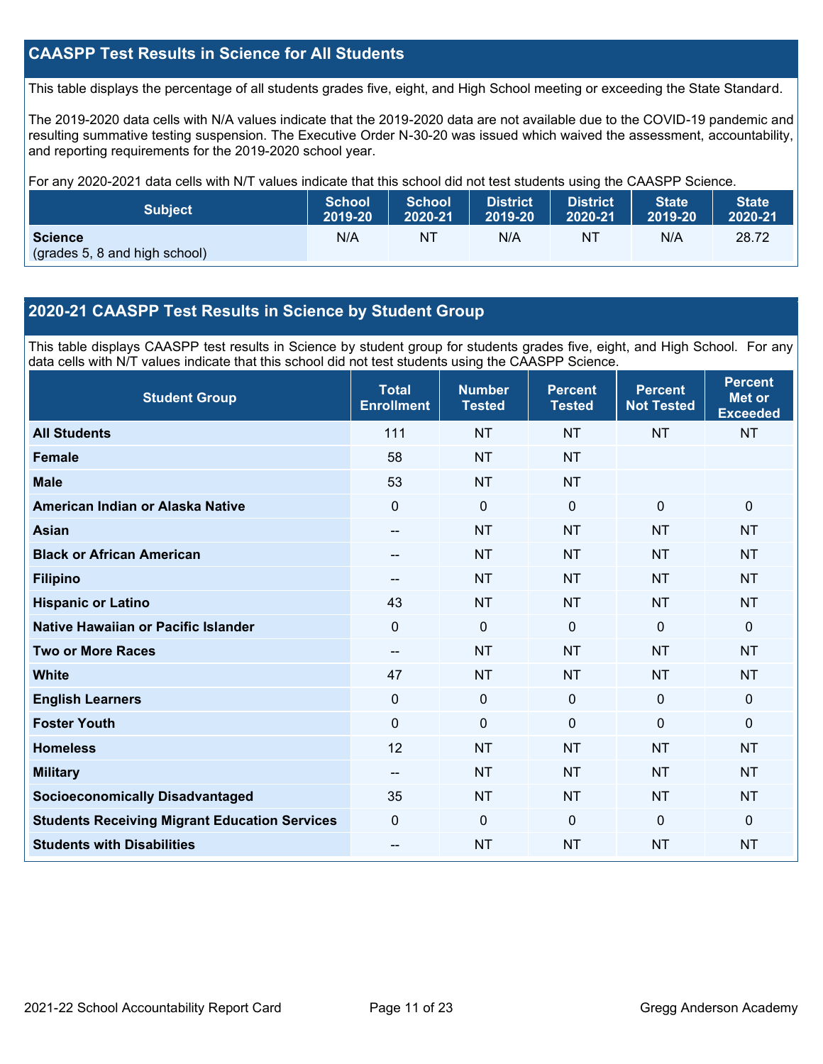## CAASPP Test Results in Science for All Students

This table displays the percentage of all students grades five, eight, and High School meeting or exceeding the State Standard.

The 2019-2020 data cells with N/A values indicate that the 2019-2020 data are not available due to the COVID-19 pandemic and resulting summative testing suspension. The Executive Order N-30-20 was issued which waived the assessment, accountability, and reporting requirements for the 2019-2020 school year.

For any 2020-2021 data cells with N/T values indicate that this school did not test students using the CAASPP Science.

| Subject | School 2019-20 | School 2020-21 | District 2019-20 | District 2020-21 | State 2019-20 | State 2020-21 |
|---|---|---|---|---|---|---|
| **Science** (grades 5, 8 and high school) | N/A | NT | N/A | NT | N/A | 28.72 |

## 2020-21 CAASPP Test Results in Science by Student Group

This table displays CAASPP test results in Science by student group for students grades five, eight, and High School. For any data cells with N/T values indicate that this school did not test students using the CAASPP Science.

| Student Group | Total Enrollment | Number Tested | Percent Tested | Percent Not Tested | Percent Met or Exceeded |
|---|---|---|---|---|---|
| **All Students** | 111 | NT | NT | NT | NT |
| **Female** | 58 | NT | NT | | |
| **Male** | 53 | NT | NT | | |
| **American Indian or Alaska Native** | 0 | 0 | 0 | 0 | 0 |
| **Asian** | -- | NT | NT | NT | NT |
| **Black or African American** | -- | NT | NT | NT | NT |
| **Filipino** | -- | NT | NT | NT | NT |
| **Hispanic or Latino** | 43 | NT | NT | NT | NT |
| **Native Hawaiian or Pacific Islander** | 0 | 0 | 0 | 0 | 0 |
| **Two or More Races** | -- | NT | NT | NT | NT |
| **White** | 47 | NT | NT | NT | NT |
| **English Learners** | 0 | 0 | 0 | 0 | 0 |
| **Foster Youth** | 0 | 0 | 0 | 0 | 0 |
| **Homeless** | 12 | NT | NT | NT | NT |
| **Military** | -- | NT | NT | NT | NT |
| **Socioeconomically Disadvantaged** | 35 | NT | NT | NT | NT |
| **Students Receiving Migrant Education Services** | 0 | 0 | 0 | 0 | 0 |
| **Students with Disabilities** | -- | NT | NT | NT | NT |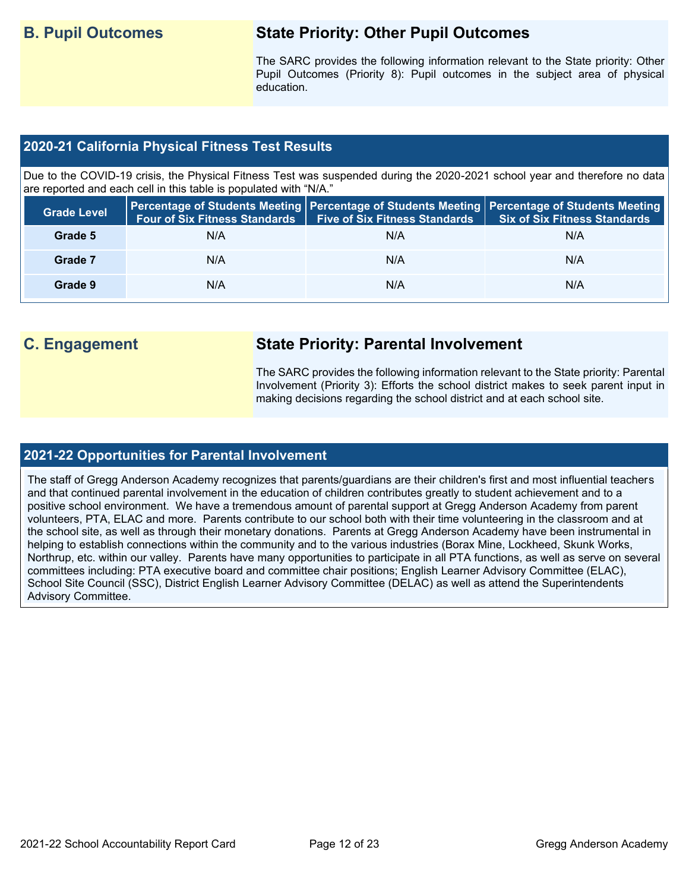## B. Pupil Outcomes

### State Priority: Other Pupil Outcomes

The SARC provides the following information relevant to the State priority: Other Pupil Outcomes (Priority 8): Pupil outcomes in the subject area of physical education.

### 2020-21 California Physical Fitness Test Results

Due to the COVID-19 crisis, the Physical Fitness Test was suspended during the 2020-2021 school year and therefore no data are reported and each cell in this table is populated with "N/A."

| Grade Level | Percentage of Students Meeting Four of Six Fitness Standards | Percentage of Students Meeting Five of Six Fitness Standards | Percentage of Students Meeting Six of Six Fitness Standards |
|---|---|---|---|
| Grade 5 | N/A | N/A | N/A |
| Grade 7 | N/A | N/A | N/A |
| Grade 9 | N/A | N/A | N/A |

## C. Engagement

### State Priority: Parental Involvement

The SARC provides the following information relevant to the State priority: Parental Involvement (Priority 3): Efforts the school district makes to seek parent input in making decisions regarding the school district and at each school site.

### 2021-22 Opportunities for Parental Involvement

The staff of Gregg Anderson Academy recognizes that parents/guardians are their children's first and most influential teachers and that continued parental involvement in the education of children contributes greatly to student achievement and to a positive school environment. We have a tremendous amount of parental support at Gregg Anderson Academy from parent volunteers, PTA, ELAC and more. Parents contribute to our school both with their time volunteering in the classroom and at the school site, as well as through their monetary donations. Parents at Gregg Anderson Academy have been instrumental in helping to establish connections within the community and to the various industries (Borax Mine, Lockheed, Skunk Works, Northrup, etc. within our valley. Parents have many opportunities to participate in all PTA functions, as well as serve on several committees including: PTA executive board and committee chair positions; English Learner Advisory Committee (ELAC), School Site Council (SSC), District English Learner Advisory Committee (DELAC) as well as attend the Superintendents Advisory Committee.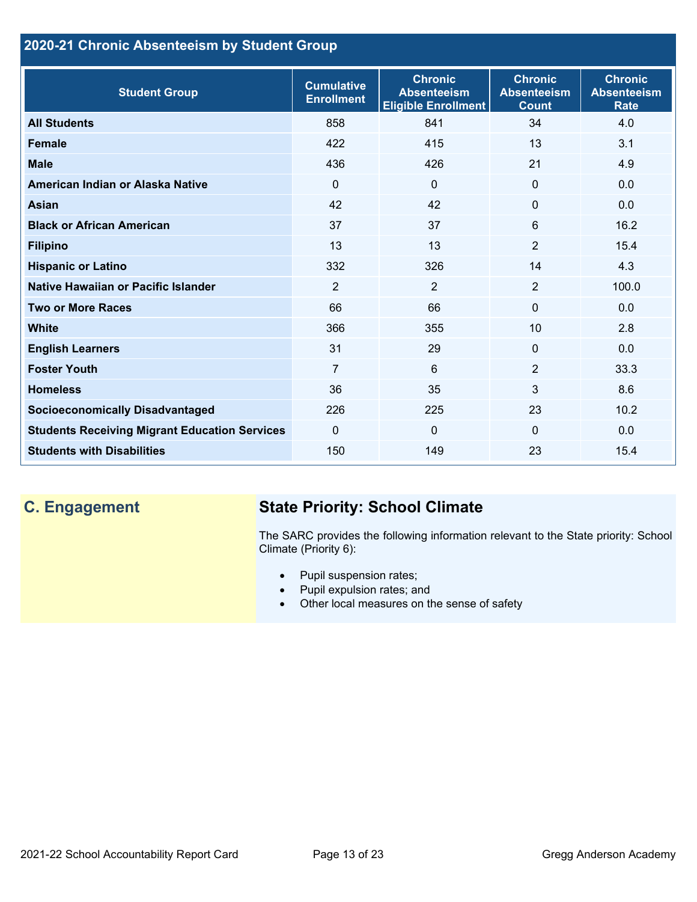## 2020-21 Chronic Absenteeism by Student Group

| Student Group | Cumulative Enrollment | Chronic Absenteeism Eligible Enrollment | Chronic Absenteeism Count | Chronic Absenteeism Rate |
|---|---|---|---|---|
| **All Students** | 858 | 841 | 34 | 4.0 |
| **Female** | 422 | 415 | 13 | 3.1 |
| **Male** | 436 | 426 | 21 | 4.9 |
| **American Indian or Alaska Native** | 0 | 0 | 0 | 0.0 |
| **Asian** | 42 | 42 | 0 | 0.0 |
| **Black or African American** | 37 | 37 | 6 | 16.2 |
| **Filipino** | 13 | 13 | 2 | 15.4 |
| **Hispanic or Latino** | 332 | 326 | 14 | 4.3 |
| **Native Hawaiian or Pacific Islander** | 2 | 2 | 2 | 100.0 |
| **Two or More Races** | 66 | 66 | 0 | 0.0 |
| **White** | 366 | 355 | 10 | 2.8 |
| **English Learners** | 31 | 29 | 0 | 0.0 |
| **Foster Youth** | 7 | 6 | 2 | 33.3 |
| **Homeless** | 36 | 35 | 3 | 8.6 |
| **Socioeconomically Disadvantaged** | 226 | 225 | 23 | 10.2 |
| **Students Receiving Migrant Education Services** | 0 | 0 | 0 | 0.0 |
| **Students with Disabilities** | 150 | 149 | 23 | 15.4 |

## C. Engagement

### State Priority: School Climate

The SARC provides the following information relevant to the State priority: School Climate (Priority 6):

- Pupil suspension rates;
- Pupil expulsion rates; and
- Other local measures on the sense of safety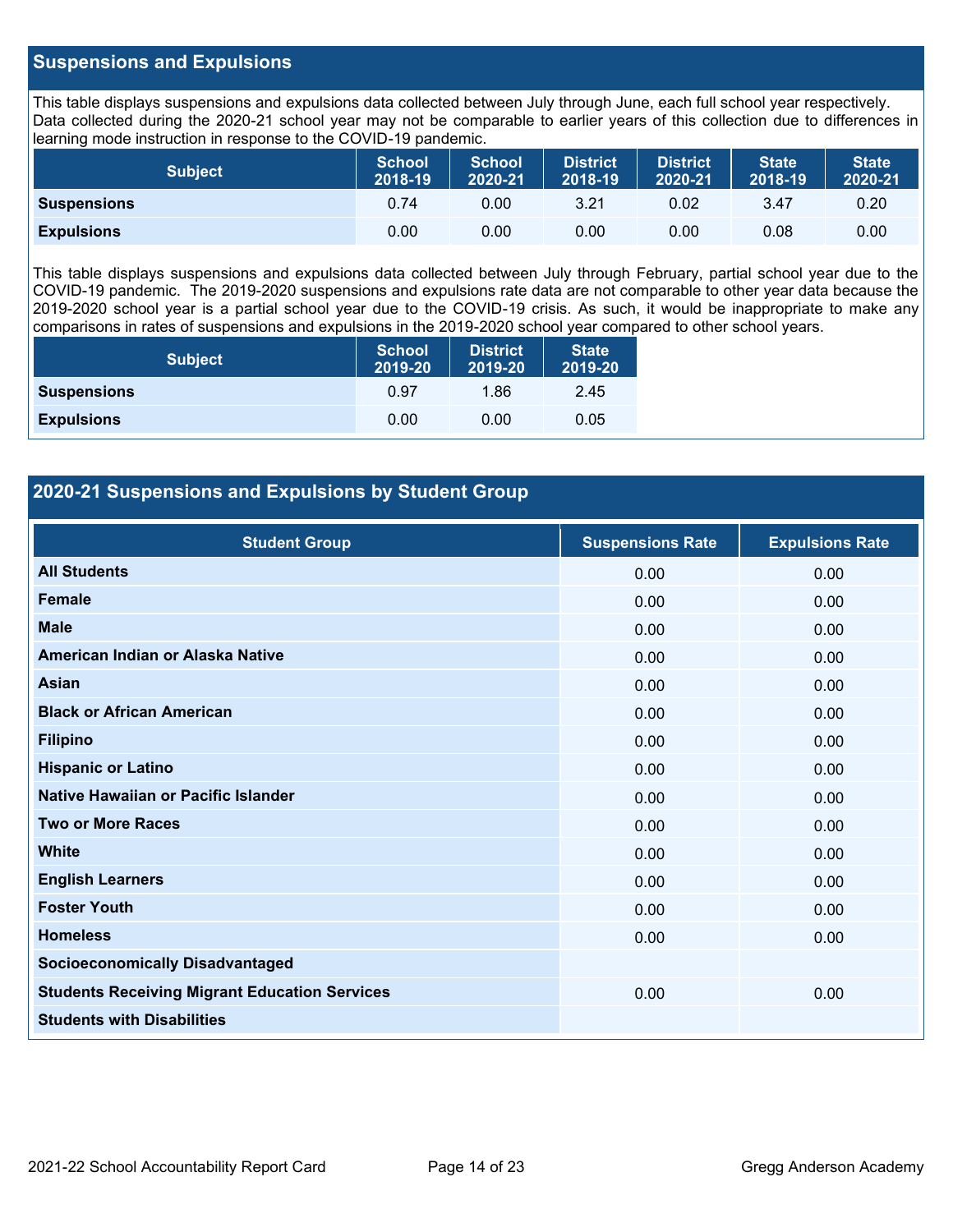## Suspensions and Expulsions

This table displays suspensions and expulsions data collected between July through June, each full school year respectively. Data collected during the 2020-21 school year may not be comparable to earlier years of this collection due to differences in learning mode instruction in response to the COVID-19 pandemic.

| Subject | School 2018-19 | School 2020-21 | District 2018-19 | District 2020-21 | State 2018-19 | State 2020-21 |
|---|---|---|---|---|---|---|
| **Suspensions** | 0.74 | 0.00 | 3.21 | 0.02 | 3.47 | 0.20 |
| **Expulsions** | 0.00 | 0.00 | 0.00 | 0.00 | 0.08 | 0.00 |

This table displays suspensions and expulsions data collected between July through February, partial school year due to the COVID-19 pandemic. The 2019-2020 suspensions and expulsions rate data are not comparable to other year data because the 2019-2020 school year is a partial school year due to the COVID-19 crisis. As such, it would be inappropriate to make any comparisons in rates of suspensions and expulsions in the 2019-2020 school year compared to other school years.

| Subject | School 2019-20 | District 2019-20 | State 2019-20 |
|---|---|---|---|
| **Suspensions** | 0.97 | 1.86 | 2.45 |
| **Expulsions** | 0.00 | 0.00 | 0.05 |

## 2020-21 Suspensions and Expulsions by Student Group

| Student Group | Suspensions Rate | Expulsions Rate |
|---|---|---|
| **All Students** | 0.00 | 0.00 |
| **Female** | 0.00 | 0.00 |
| **Male** | 0.00 | 0.00 |
| **American Indian or Alaska Native** | 0.00 | 0.00 |
| **Asian** | 0.00 | 0.00 |
| **Black or African American** | 0.00 | 0.00 |
| **Filipino** | 0.00 | 0.00 |
| **Hispanic or Latino** | 0.00 | 0.00 |
| **Native Hawaiian or Pacific Islander** | 0.00 | 0.00 |
| **Two or More Races** | 0.00 | 0.00 |
| **White** | 0.00 | 0.00 |
| **English Learners** | 0.00 | 0.00 |
| **Foster Youth** | 0.00 | 0.00 |
| **Homeless** | 0.00 | 0.00 |
| **Socioeconomically Disadvantaged** | | |
| **Students Receiving Migrant Education Services** | 0.00 | 0.00 |
| **Students with Disabilities** | | |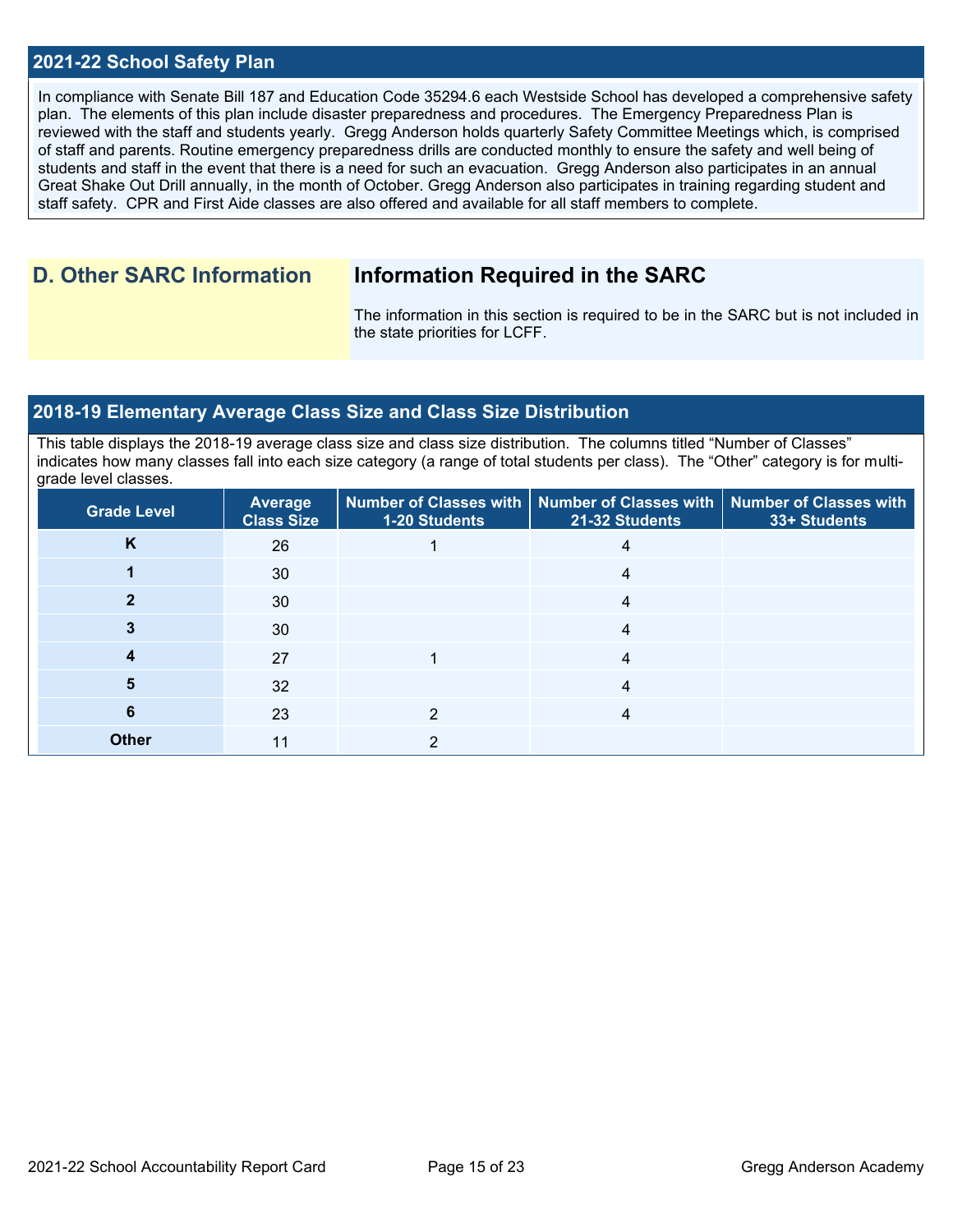## 2021-22 School Safety Plan

In compliance with Senate Bill 187 and Education Code 35294.6 each Westside School has developed a comprehensive safety plan. The elements of this plan include disaster preparedness and procedures. The Emergency Preparedness Plan is reviewed with the staff and students yearly. Gregg Anderson holds quarterly Safety Committee Meetings which, is comprised of staff and parents. Routine emergency preparedness drills are conducted monthly to ensure the safety and well being of students and staff in the event that there is a need for such an evacuation. Gregg Anderson also participates in an annual Great Shake Out Drill annually, in the month of October. Gregg Anderson also participates in training regarding student and staff safety. CPR and First Aide classes are also offered and available for all staff members to complete.

# D. Other SARC Information

## Information Required in the SARC

The information in this section is required to be in the SARC but is not included in the state priorities for LCFF.

## 2018-19 Elementary Average Class Size and Class Size Distribution

This table displays the 2018-19 average class size and class size distribution. The columns titled "Number of Classes" indicates how many classes fall into each size category (a range of total students per class). The "Other" category is for multi-grade level classes.

| Grade Level | Average Class Size | Number of Classes with 1-20 Students | Number of Classes with 21-32 Students | Number of Classes with 33+ Students |
|---|---|---|---|---|
| K | 26 | 1 | 4 | |
| 1 | 30 | | 4 | |
| 2 | 30 | | 4 | |
| 3 | 30 | | 4 | |
| 4 | 27 | 1 | 4 | |
| 5 | 32 | | 4 | |
| 6 | 23 | 2 | 4 | |
| Other | 11 | 2 | | |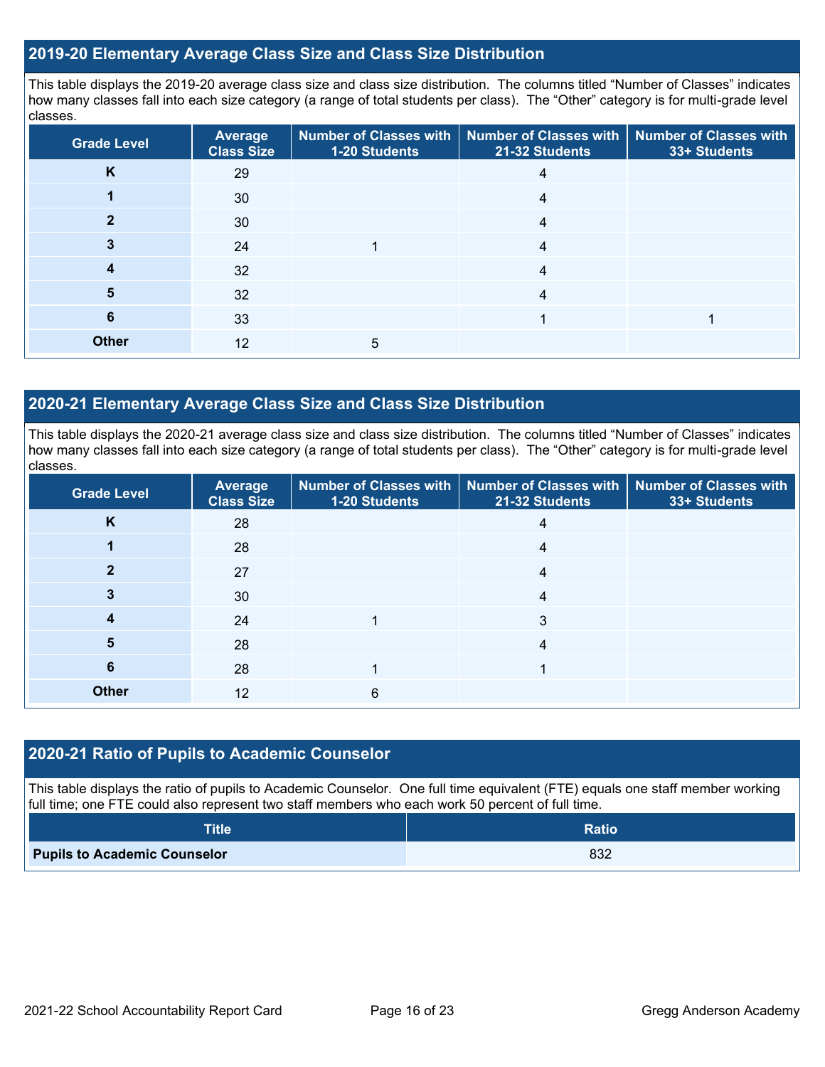## 2019-20 Elementary Average Class Size and Class Size Distribution

This table displays the 2019-20 average class size and class size distribution. The columns titled "Number of Classes" indicates how many classes fall into each size category (a range of total students per class). The "Other" category is for multi-grade level classes.

| Grade Level | Average Class Size | Number of Classes with 1-20 Students | Number of Classes with 21-32 Students | Number of Classes with 33+ Students |
|---|---|---|---|---|
| K | 29 | | 4 | |
| 1 | 30 | | 4 | |
| 2 | 30 | | 4 | |
| 3 | 24 | 1 | 4 | |
| 4 | 32 | | 4 | |
| 5 | 32 | | 4 | |
| 6 | 33 | | 1 | 1 |
| Other | 12 | 5 | | |

## 2020-21 Elementary Average Class Size and Class Size Distribution

This table displays the 2020-21 average class size and class size distribution. The columns titled "Number of Classes" indicates how many classes fall into each size category (a range of total students per class). The "Other" category is for multi-grade level classes.

| Grade Level | Average Class Size | Number of Classes with 1-20 Students | Number of Classes with 21-32 Students | Number of Classes with 33+ Students |
|---|---|---|---|---|
| K | 28 | | 4 | |
| 1 | 28 | | 4 | |
| 2 | 27 | | 4 | |
| 3 | 30 | | 4 | |
| 4 | 24 | 1 | 3 | |
| 5 | 28 | | 4 | |
| 6 | 28 | 1 | 1 | |
| Other | 12 | 6 | | |

## 2020-21 Ratio of Pupils to Academic Counselor

This table displays the ratio of pupils to Academic Counselor. One full time equivalent (FTE) equals one staff member working full time; one FTE could also represent two staff members who each work 50 percent of full time.

| Title | Ratio |
|---|---|
| **Pupils to Academic Counselor** | 832 |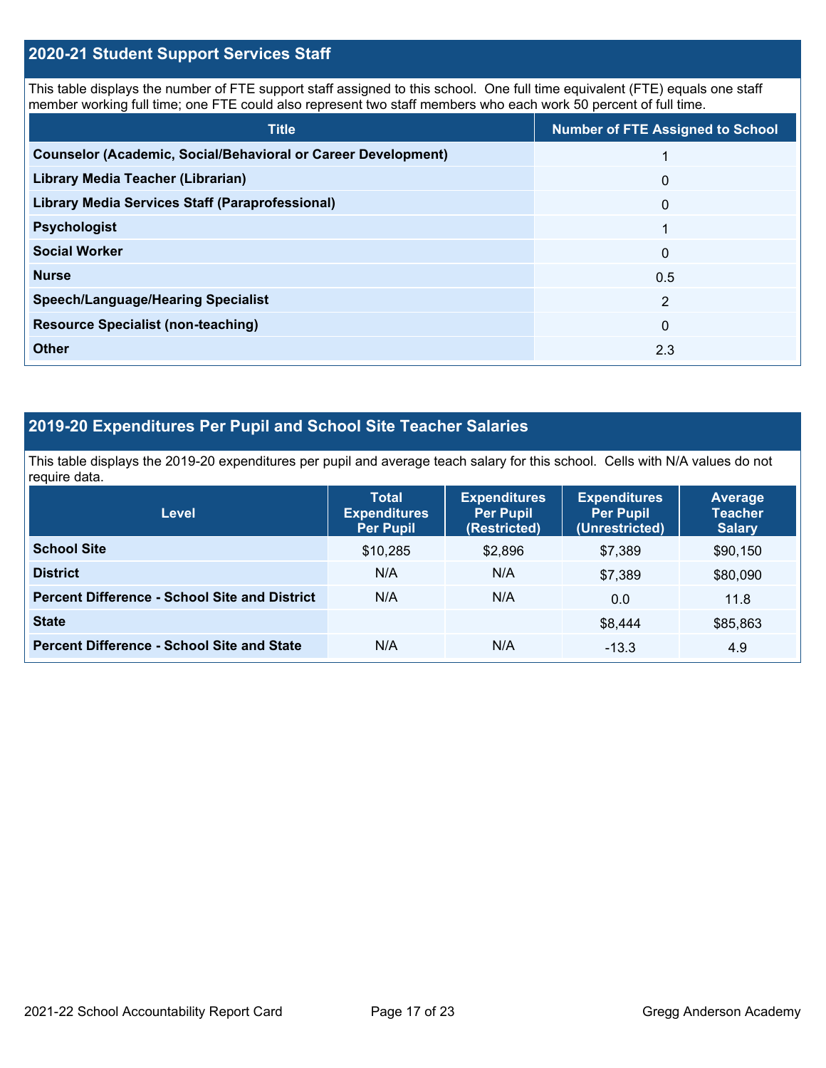## 2020-21 Student Support Services Staff

This table displays the number of FTE support staff assigned to this school. One full time equivalent (FTE) equals one staff member working full time; one FTE could also represent two staff members who each work 50 percent of full time.

| Title | Number of FTE Assigned to School |
|---|---|
| **Counselor (Academic, Social/Behavioral or Career Development)** | 1 |
| **Library Media Teacher (Librarian)** | 0 |
| **Library Media Services Staff (Paraprofessional)** | 0 |
| **Psychologist** | 1 |
| **Social Worker** | 0 |
| **Nurse** | 0.5 |
| **Speech/Language/Hearing Specialist** | 2 |
| **Resource Specialist (non-teaching)** | 0 |
| **Other** | 2.3 |

## 2019-20 Expenditures Per Pupil and School Site Teacher Salaries

This table displays the 2019-20 expenditures per pupil and average teach salary for this school. Cells with N/A values do not require data.

| Level | Total Expenditures Per Pupil | Expenditures Per Pupil (Restricted) | Expenditures Per Pupil (Unrestricted) | Average Teacher Salary |
|---|---|---|---|---|
| **School Site** | $10,285 | $2,896 | $7,389 | $90,150 |
| **District** | N/A | N/A | $7,389 | $80,090 |
| **Percent Difference - School Site and District** | N/A | N/A | 0.0 | 11.8 |
| **State** | | | $8,444 | $85,863 |
| **Percent Difference - School Site and State** | N/A | N/A | -13.3 | 4.9 |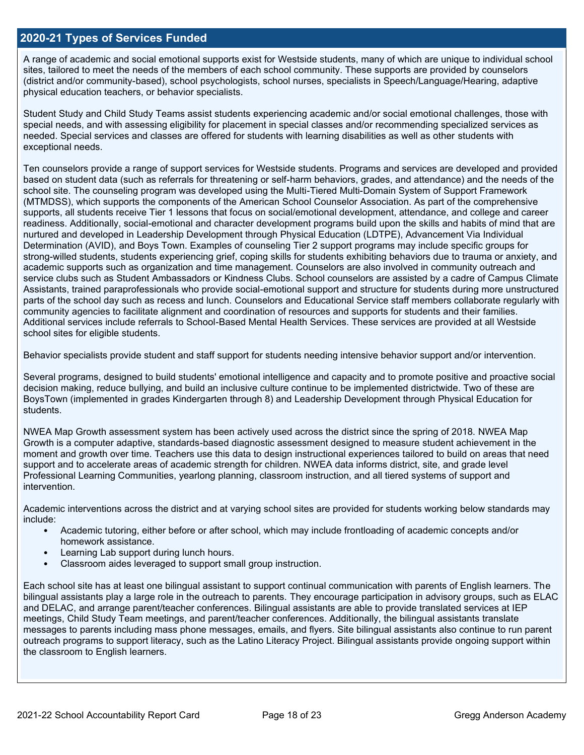## 2020-21 Types of Services Funded

A range of academic and social emotional supports exist for Westside students, many of which are unique to individual school sites, tailored to meet the needs of the members of each school community. These supports are provided by counselors (district and/or community-based), school psychologists, school nurses, specialists in Speech/Language/Hearing, adaptive physical education teachers, or behavior specialists.

Student Study and Child Study Teams assist students experiencing academic and/or social emotional challenges, those with special needs, and with assessing eligibility for placement in special classes and/or recommending specialized services as needed. Special services and classes are offered for students with learning disabilities as well as other students with exceptional needs.

Ten counselors provide a range of support services for Westside students. Programs and services are developed and provided based on student data (such as referrals for threatening or self-harm behaviors, grades, and attendance) and the needs of the school site. The counseling program was developed using the Multi-Tiered Multi-Domain System of Support Framework (MTMDSS), which supports the components of the American School Counselor Association. As part of the comprehensive supports, all students receive Tier 1 lessons that focus on social/emotional development, attendance, and college and career readiness. Additionally, social-emotional and character development programs build upon the skills and habits of mind that are nurtured and developed in Leadership Development through Physical Education (LDTPE), Advancement Via Individual Determination (AVID), and Boys Town. Examples of counseling Tier 2 support programs may include specific groups for strong-willed students, students experiencing grief, coping skills for students exhibiting behaviors due to trauma or anxiety, and academic supports such as organization and time management. Counselors are also involved in community outreach and service clubs such as Student Ambassadors or Kindness Clubs. School counselors are assisted by a cadre of Campus Climate Assistants, trained paraprofessionals who provide social-emotional support and structure for students during more unstructured parts of the school day such as recess and lunch. Counselors and Educational Service staff members collaborate regularly with community agencies to facilitate alignment and coordination of resources and supports for students and their families. Additional services include referrals to School-Based Mental Health Services. These services are provided at all Westside school sites for eligible students.

Behavior specialists provide student and staff support for students needing intensive behavior support and/or intervention.

Several programs, designed to build students' emotional intelligence and capacity and to promote positive and proactive social decision making, reduce bullying, and build an inclusive culture continue to be implemented districtwide. Two of these are BoysTown (implemented in grades Kindergarten through 8) and Leadership Development through Physical Education for students.

NWEA Map Growth assessment system has been actively used across the district since the spring of 2018. NWEA Map Growth is a computer adaptive, standards-based diagnostic assessment designed to measure student achievement in the moment and growth over time. Teachers use this data to design instructional experiences tailored to build on areas that need support and to accelerate areas of academic strength for children. NWEA data informs district, site, and grade level Professional Learning Communities, yearlong planning, classroom instruction, and all tiered systems of support and intervention.

Academic interventions across the district and at varying school sites are provided for students working below standards may include:

- Academic tutoring, either before or after school, which may include frontloading of academic concepts and/or homework assistance.
- Learning Lab support during lunch hours.
- Classroom aides leveraged to support small group instruction.

Each school site has at least one bilingual assistant to support continual communication with parents of English learners. The bilingual assistants play a large role in the outreach to parents. They encourage participation in advisory groups, such as ELAC and DELAC, and arrange parent/teacher conferences. Bilingual assistants are able to provide translated services at IEP meetings, Child Study Team meetings, and parent/teacher conferences. Additionally, the bilingual assistants translate messages to parents including mass phone messages, emails, and flyers. Site bilingual assistants also continue to run parent outreach programs to support literacy, such as the Latino Literacy Project. Bilingual assistants provide ongoing support within the classroom to English learners.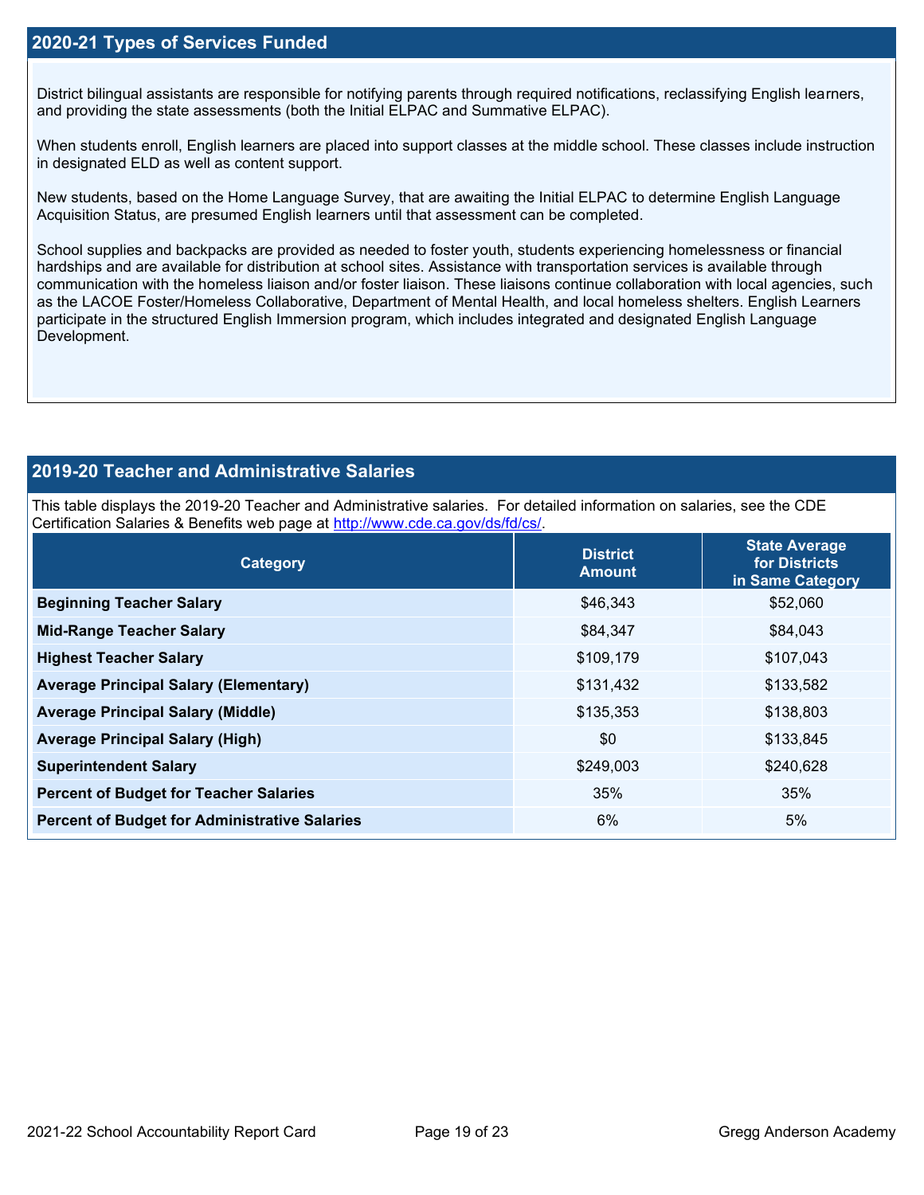## 2020-21 Types of Services Funded

District bilingual assistants are responsible for notifying parents through required notifications, reclassifying English learners, and providing the state assessments (both the Initial ELPAC and Summative ELPAC).

When students enroll, English learners are placed into support classes at the middle school. These classes include instruction in designated ELD as well as content support.

New students, based on the Home Language Survey, that are awaiting the Initial ELPAC to determine English Language Acquisition Status, are presumed English learners until that assessment can be completed.

School supplies and backpacks are provided as needed to foster youth, students experiencing homelessness or financial hardships and are available for distribution at school sites. Assistance with transportation services is available through communication with the homeless liaison and/or foster liaison. These liaisons continue collaboration with local agencies, such as the LACOE Foster/Homeless Collaborative, Department of Mental Health, and local homeless shelters. English Learners participate in the structured English Immersion program, which includes integrated and designated English Language Development.

## 2019-20 Teacher and Administrative Salaries

This table displays the 2019-20 Teacher and Administrative salaries. For detailed information on salaries, see the CDE Certification Salaries & Benefits web page at http://www.cde.ca.gov/ds/fd/cs/.

| Category | District Amount | State Average for Districts in Same Category |
|---|---|---|
| **Beginning Teacher Salary** | $46,343 | $52,060 |
| **Mid-Range Teacher Salary** | $84,347 | $84,043 |
| **Highest Teacher Salary** | $109,179 | $107,043 |
| **Average Principal Salary (Elementary)** | $131,432 | $133,582 |
| **Average Principal Salary (Middle)** | $135,353 | $138,803 |
| **Average Principal Salary (High)** | $0 | $133,845 |
| **Superintendent Salary** | $249,003 | $240,628 |
| **Percent of Budget for Teacher Salaries** | 35% | 35% |
| **Percent of Budget for Administrative Salaries** | 6% | 5% |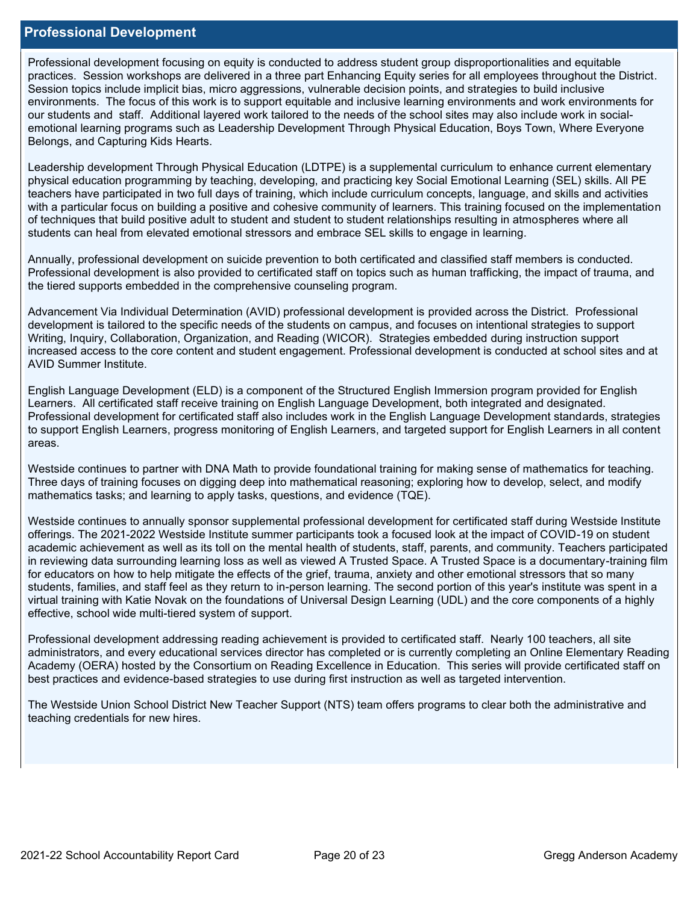## Professional Development

Professional development focusing on equity is conducted to address student group disproportionalities and equitable practices. Session workshops are delivered in a three part Enhancing Equity series for all employees throughout the District. Session topics include implicit bias, micro aggressions, vulnerable decision points, and strategies to build inclusive environments. The focus of this work is to support equitable and inclusive learning environments and work environments for our students and staff. Additional layered work tailored to the needs of the school sites may also include work in social-emotional learning programs such as Leadership Development Through Physical Education, Boys Town, Where Everyone Belongs, and Capturing Kids Hearts.

Leadership development Through Physical Education (LDTPE) is a supplemental curriculum to enhance current elementary physical education programming by teaching, developing, and practicing key Social Emotional Learning (SEL) skills. All PE teachers have participated in two full days of training, which include curriculum concepts, language, and skills and activities with a particular focus on building a positive and cohesive community of learners. This training focused on the implementation of techniques that build positive adult to student and student to student relationships resulting in atmospheres where all students can heal from elevated emotional stressors and embrace SEL skills to engage in learning.

Annually, professional development on suicide prevention to both certificated and classified staff members is conducted. Professional development is also provided to certificated staff on topics such as human trafficking, the impact of trauma, and the tiered supports embedded in the comprehensive counseling program.

Advancement Via Individual Determination (AVID) professional development is provided across the District. Professional development is tailored to the specific needs of the students on campus, and focuses on intentional strategies to support Writing, Inquiry, Collaboration, Organization, and Reading (WICOR). Strategies embedded during instruction support increased access to the core content and student engagement. Professional development is conducted at school sites and at AVID Summer Institute.

English Language Development (ELD) is a component of the Structured English Immersion program provided for English Learners. All certificated staff receive training on English Language Development, both integrated and designated. Professional development for certificated staff also includes work in the English Language Development standards, strategies to support English Learners, progress monitoring of English Learners, and targeted support for English Learners in all content areas.

Westside continues to partner with DNA Math to provide foundational training for making sense of mathematics for teaching. Three days of training focuses on digging deep into mathematical reasoning; exploring how to develop, select, and modify mathematics tasks; and learning to apply tasks, questions, and evidence (TQE).

Westside continues to annually sponsor supplemental professional development for certificated staff during Westside Institute offerings. The 2021-2022 Westside Institute summer participants took a focused look at the impact of COVID-19 on student academic achievement as well as its toll on the mental health of students, staff, parents, and community. Teachers participated in reviewing data surrounding learning loss as well as viewed A Trusted Space. A Trusted Space is a documentary-training film for educators on how to help mitigate the effects of the grief, trauma, anxiety and other emotional stressors that so many students, families, and staff feel as they return to in-person learning. The second portion of this year's institute was spent in a virtual training with Katie Novak on the foundations of Universal Design Learning (UDL) and the core components of a highly effective, school wide multi-tiered system of support.

Professional development addressing reading achievement is provided to certificated staff. Nearly 100 teachers, all site administrators, and every educational services director has completed or is currently completing an Online Elementary Reading Academy (OERA) hosted by the Consortium on Reading Excellence in Education. This series will provide certificated staff on best practices and evidence-based strategies to use during first instruction as well as targeted intervention.

The Westside Union School District New Teacher Support (NTS) team offers programs to clear both the administrative and teaching credentials for new hires.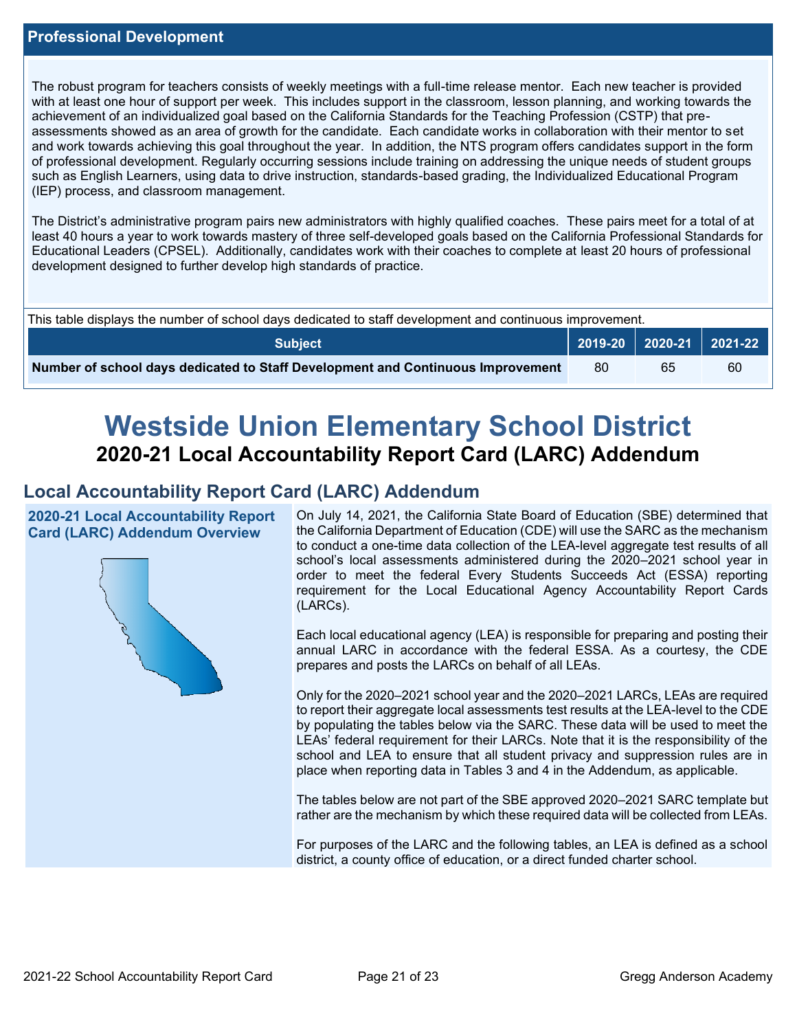## Professional Development

The robust program for teachers consists of weekly meetings with a full-time release mentor. Each new teacher is provided with at least one hour of support per week. This includes support in the classroom, lesson planning, and working towards the achievement of an individualized goal based on the California Standards for the Teaching Profession (CSTP) that pre-assessments showed as an area of growth for the candidate. Each candidate works in collaboration with their mentor to set and work towards achieving this goal throughout the year. In addition, the NTS program offers candidates support in the form of professional development. Regularly occurring sessions include training on addressing the unique needs of student groups such as English Learners, using data to drive instruction, standards-based grading, the Individualized Educational Program (IEP) process, and classroom management.

The District's administrative program pairs new administrators with highly qualified coaches. These pairs meet for a total of at least 40 hours a year to work towards mastery of three self-developed goals based on the California Professional Standards for Educational Leaders (CPSEL). Additionally, candidates work with their coaches to complete at least 20 hours of professional development designed to further develop high standards of practice.

This table displays the number of school days dedicated to staff development and continuous improvement.

| Subject | 2019-20 | 2020-21 | 2021-22 |
|---|---|---|---|
| **Number of school days dedicated to Staff Development and Continuous Improvement** | 80 | 65 | 60 |

# Westside Union Elementary School District

## 2020-21 Local Accountability Report Card (LARC) Addendum

## Local Accountability Report Card (LARC) Addendum

### 2020-21 Local Accountability Report Card (LARC) Addendum Overview

On July 14, 2021, the California State Board of Education (SBE) determined that the California Department of Education (CDE) will use the SARC as the mechanism to conduct a one-time data collection of the LEA-level aggregate test results of all school's local assessments administered during the 2020–2021 school year in order to meet the federal Every Students Succeeds Act (ESSA) reporting requirement for the Local Educational Agency Accountability Report Cards (LARCs).

Each local educational agency (LEA) is responsible for preparing and posting their annual LARC in accordance with the federal ESSA. As a courtesy, the CDE prepares and posts the LARCs on behalf of all LEAs.

Only for the 2020–2021 school year and the 2020–2021 LARCs, LEAs are required to report their aggregate local assessments test results at the LEA-level to the CDE by populating the tables below via the SARC. These data will be used to meet the LEAs' federal requirement for their LARCs. Note that it is the responsibility of the school and LEA to ensure that all student privacy and suppression rules are in place when reporting data in Tables 3 and 4 in the Addendum, as applicable.

The tables below are not part of the SBE approved 2020–2021 SARC template but rather are the mechanism by which these required data will be collected from LEAs.

For purposes of the LARC and the following tables, an LEA is defined as a school district, a county office of education, or a direct funded charter school.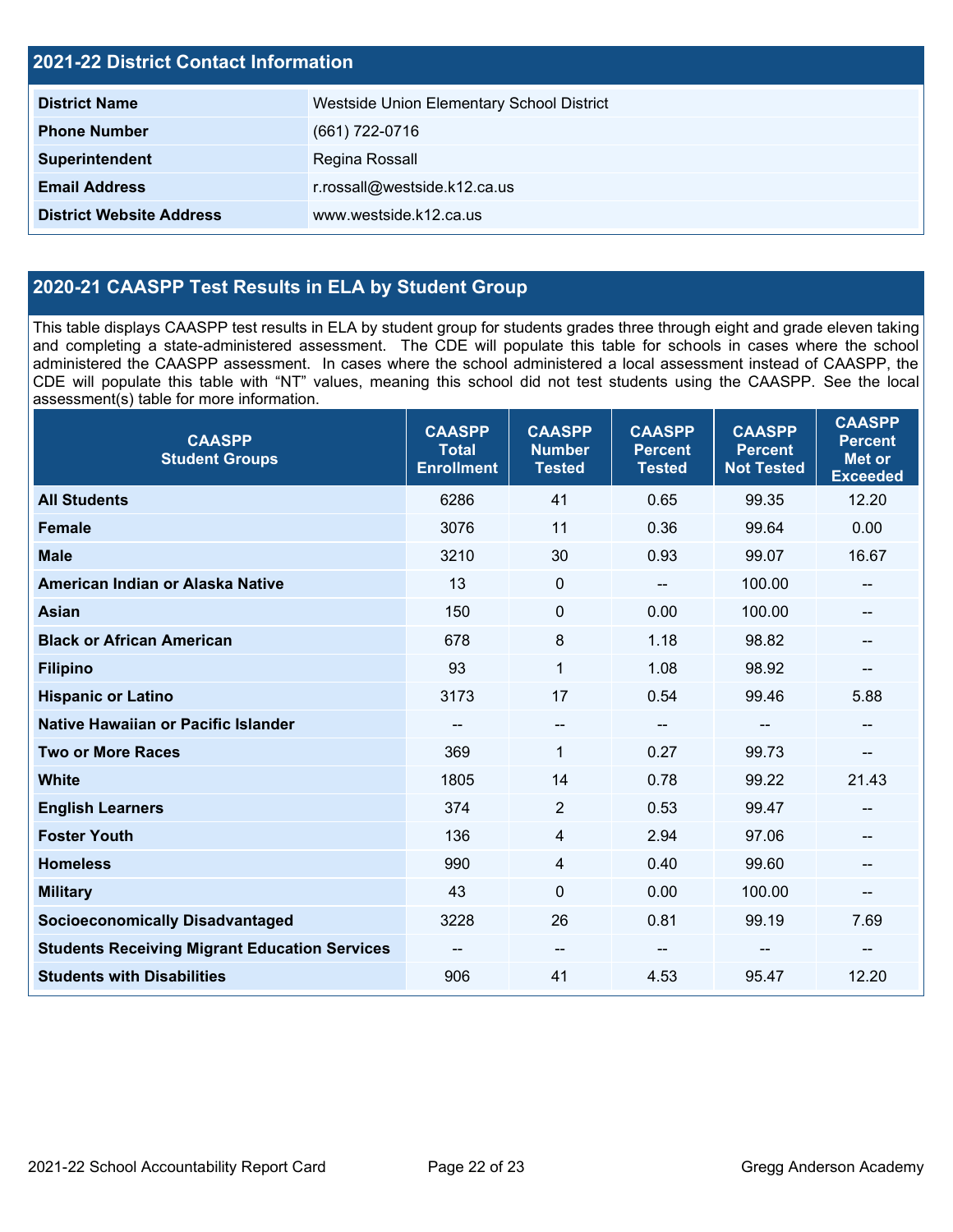## 2021-22 District Contact Information

| | |
|---|---|
| **District Name** | Westside Union Elementary School District |
| **Phone Number** | (661) 722-0716 |
| **Superintendent** | Regina Rossall |
| **Email Address** | r.rossall@westside.k12.ca.us |
| **District Website Address** | www.westside.k12.ca.us |

## 2020-21 CAASPP Test Results in ELA by Student Group

This table displays CAASPP test results in ELA by student group for students grades three through eight and grade eleven taking and completing a state-administered assessment. The CDE will populate this table for schools in cases where the school administered the CAASPP assessment. In cases where the school administered a local assessment instead of CAASPP, the CDE will populate this table with "NT" values, meaning this school did not test students using the CAASPP. See the local assessment(s) table for more information.

| CAASPP Student Groups | CAASPP Total Enrollment | CAASPP Number Tested | CAASPP Percent Tested | CAASPP Percent Not Tested | CAASPP Percent Met or Exceeded |
|---|---|---|---|---|---|
| **All Students** | 6286 | 41 | 0.65 | 99.35 | 12.20 |
| **Female** | 3076 | 11 | 0.36 | 99.64 | 0.00 |
| **Male** | 3210 | 30 | 0.93 | 99.07 | 16.67 |
| **American Indian or Alaska Native** | 13 | 0 | -- | 100.00 | -- |
| **Asian** | 150 | 0 | 0.00 | 100.00 | -- |
| **Black or African American** | 678 | 8 | 1.18 | 98.82 | -- |
| **Filipino** | 93 | 1 | 1.08 | 98.92 | -- |
| **Hispanic or Latino** | 3173 | 17 | 0.54 | 99.46 | 5.88 |
| **Native Hawaiian or Pacific Islander** | -- | -- | -- | -- | -- |
| **Two or More Races** | 369 | 1 | 0.27 | 99.73 | -- |
| **White** | 1805 | 14 | 0.78 | 99.22 | 21.43 |
| **English Learners** | 374 | 2 | 0.53 | 99.47 | -- |
| **Foster Youth** | 136 | 4 | 2.94 | 97.06 | -- |
| **Homeless** | 990 | 4 | 0.40 | 99.60 | -- |
| **Military** | 43 | 0 | 0.00 | 100.00 | -- |
| **Socioeconomically Disadvantaged** | 3228 | 26 | 0.81 | 99.19 | 7.69 |
| **Students Receiving Migrant Education Services** | -- | -- | -- | -- | -- |
| **Students with Disabilities** | 906 | 41 | 4.53 | 95.47 | 12.20 |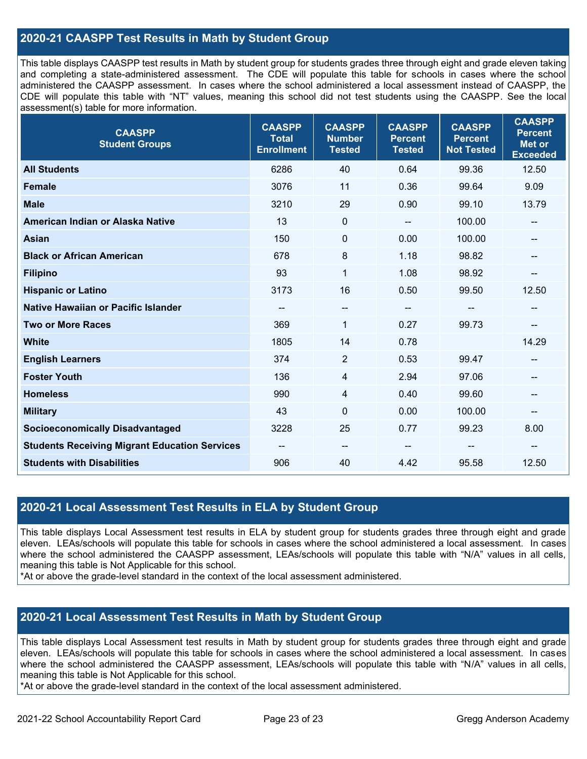## 2020-21 CAASPP Test Results in Math by Student Group

This table displays CAASPP test results in Math by student group for students grades three through eight and grade eleven taking and completing a state-administered assessment. The CDE will populate this table for schools in cases where the school administered the CAASPP assessment. In cases where the school administered a local assessment instead of CAASPP, the CDE will populate this table with "NT" values, meaning this school did not test students using the CAASPP. See the local assessment(s) table for more information.

| CAASPP Student Groups | CAASPP Total Enrollment | CAASPP Number Tested | CAASPP Percent Tested | CAASPP Percent Not Tested | CAASPP Percent Met or Exceeded |
|---|---|---|---|---|---|
| **All Students** | 6286 | 40 | 0.64 | 99.36 | 12.50 |
| **Female** | 3076 | 11 | 0.36 | 99.64 | 9.09 |
| **Male** | 3210 | 29 | 0.90 | 99.10 | 13.79 |
| **American Indian or Alaska Native** | 13 | 0 | -- | 100.00 | -- |
| **Asian** | 150 | 0 | 0.00 | 100.00 | -- |
| **Black or African American** | 678 | 8 | 1.18 | 98.82 | -- |
| **Filipino** | 93 | 1 | 1.08 | 98.92 | -- |
| **Hispanic or Latino** | 3173 | 16 | 0.50 | 99.50 | 12.50 |
| **Native Hawaiian or Pacific Islander** | -- | -- | -- | -- | -- |
| **Two or More Races** | 369 | 1 | 0.27 | 99.73 | -- |
| **White** | 1805 | 14 | 0.78 | | 14.29 |
| **English Learners** | 374 | 2 | 0.53 | 99.47 | -- |
| **Foster Youth** | 136 | 4 | 2.94 | 97.06 | -- |
| **Homeless** | 990 | 4 | 0.40 | 99.60 | -- |
| **Military** | 43 | 0 | 0.00 | 100.00 | -- |
| **Socioeconomically Disadvantaged** | 3228 | 25 | 0.77 | 99.23 | 8.00 |
| **Students Receiving Migrant Education Services** | -- | -- | -- | -- | -- |
| **Students with Disabilities** | 906 | 40 | 4.42 | 95.58 | 12.50 |

## 2020-21 Local Assessment Test Results in ELA by Student Group

This table displays Local Assessment test results in ELA by student group for students grades three through eight and grade eleven. LEAs/schools will populate this table for schools in cases where the school administered a local assessment. In cases where the school administered the CAASPP assessment, LEAs/schools will populate this table with "N/A" values in all cells, meaning this table is Not Applicable for this school.

*At or above the grade-level standard in the context of the local assessment administered.

## 2020-21 Local Assessment Test Results in Math by Student Group

This table displays Local Assessment test results in Math by student group for students grades three through eight and grade eleven. LEAs/schools will populate this table for schools in cases where the school administered a local assessment. In cases where the school administered the CAASPP assessment, LEAs/schools will populate this table with "N/A" values in all cells, meaning this table is Not Applicable for this school.

*At or above the grade-level standard in the context of the local assessment administered.